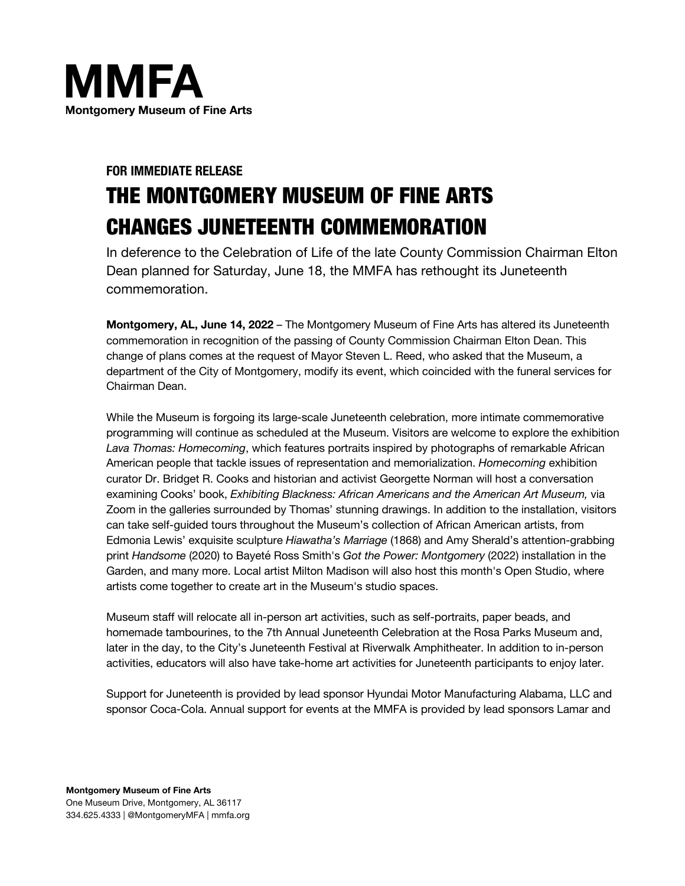# MMFA

**Montgomery Museum of Fine Arts**

**FOR IMMEDIATE RELEASE**

## THE MONTGOMERY MUSEUM OF FINE ARTS CHANGES JUNETEENTH COMMEMORATION

In deference to the Celebration of Life of the late County Commission Chairman Elton Dean planned for Saturday, June 18, the MMFA has rethought its Juneteenth commemoration.

**Montgomery, AL, June 14, 2022** – The Montgomery Museum of Fine Arts has altered its Juneteenth commemoration in recognition of the passing of County Commission Chairman Elton Dean. This change of plans comes at the request of Mayor Steven L. Reed, who asked that the Museum, a department of the City of Montgomery, modify its event, which coincided with the funeral services for Chairman Dean.

While the Museum is forgoing its large-scale Juneteenth celebration, more intimate commemorative programming will continue as scheduled at the Museum. Visitors are welcome to explore the exhibition *Lava Thomas: Homecoming*, which features portraits inspired by photographs of remarkable African American people that tackle issues of representation and memorialization. *Homecoming* exhibition curator Dr. Bridget R. Cooks and historian and activist Georgette Norman will host a conversation examining Cooks' book, *Exhibiting Blackness: African Americans and the American Art Museum,* via Zoom in the galleries surrounded by Thomas' stunning drawings. In addition to the installation, visitors can take self-guided tours throughout the Museum's collection of African American artists, from Edmonia Lewis' exquisite sculpture *Hiawatha's Marriage* (1868) and Amy Sherald's attention-grabbing print *Handsome* (2020) to Bayeté Ross Smith's *Got the Power: Montgomery* (2022) installation in the Garden, and many more. Local artist Milton Madison will also host this month's Open Studio, where artists come together to create art in the Museum's studio spaces.

Museum staff will relocate all in-person art activities, such as self-portraits, paper beads, and homemade tambourines, to the 7th Annual Juneteenth Celebration at the Rosa Parks Museum and, later in the day, to the City's Juneteenth Festival at Riverwalk Amphitheater. In addition to in-person activities, educators will also have take-home art activities for Juneteenth participants to enjoy later.

Support for Juneteenth is provided by lead sponsor Hyundai Motor Manufacturing Alabama, LLC and sponsor Coca-Cola. Annual support for events at the MMFA is provided by lead sponsors Lamar and

**Montgomery Museum of Fine Arts**
One Museum Drive, Montgomery, AL 36117
334.625.4333 | @MontgomeryMFA | mmfa.org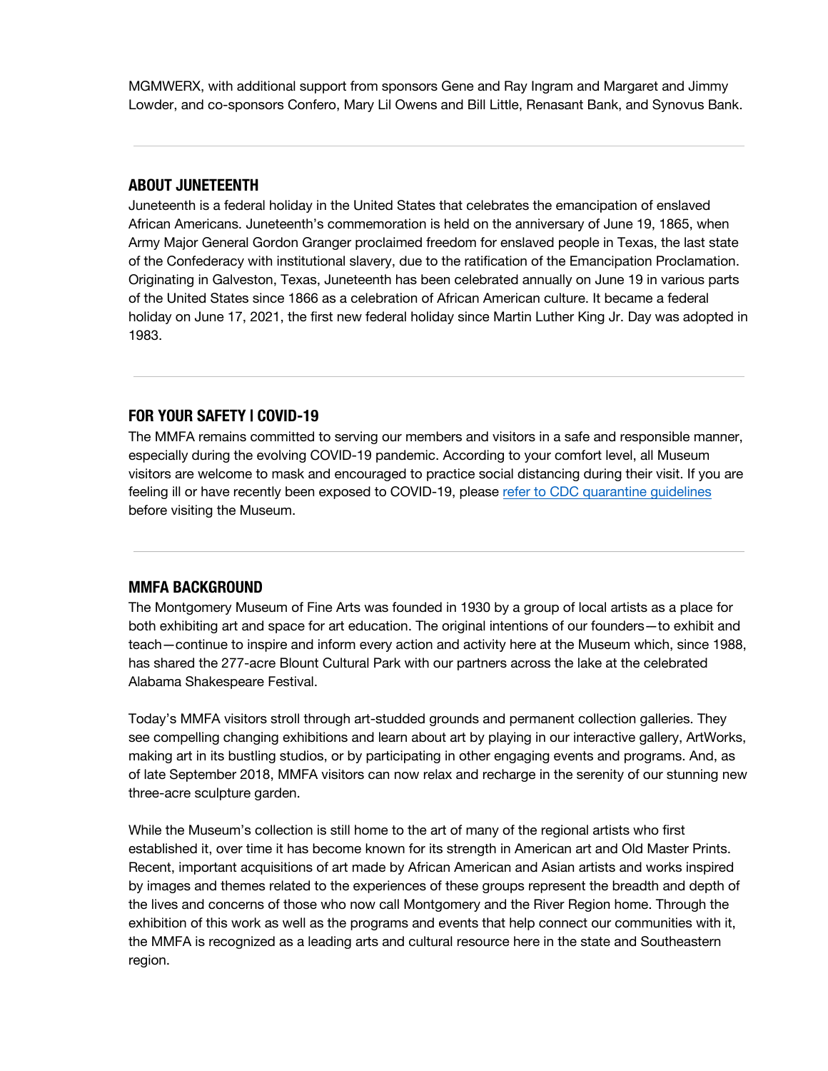MGMWERX, with additional support from sponsors Gene and Ray Ingram and Margaret and Jimmy Lowder, and co-sponsors Confero, Mary Lil Owens and Bill Little, Renasant Bank, and Synovus Bank.

---

## ABOUT JUNETEENTH

Juneteenth is a federal holiday in the United States that celebrates the emancipation of enslaved African Americans. Juneteenth's commemoration is held on the anniversary of June 19, 1865, when Army Major General Gordon Granger proclaimed freedom for enslaved people in Texas, the last state of the Confederacy with institutional slavery, due to the ratification of the Emancipation Proclamation. Originating in Galveston, Texas, Juneteenth has been celebrated annually on June 19 in various parts of the United States since 1866 as a celebration of African American culture. It became a federal holiday on June 17, 2021, the first new federal holiday since Martin Luther King Jr. Day was adopted in 1983.

---

## FOR YOUR SAFETY | COVID-19

The MMFA remains committed to serving our members and visitors in a safe and responsible manner, especially during the evolving COVID-19 pandemic. According to your comfort level, all Museum visitors are welcome to mask and encouraged to practice social distancing during their visit. If you are feeling ill or have recently been exposed to COVID-19, please refer to CDC quarantine guidelines before visiting the Museum.

---

## MMFA BACKGROUND

The Montgomery Museum of Fine Arts was founded in 1930 by a group of local artists as a place for both exhibiting art and space for art education. The original intentions of our founders—to exhibit and teach—continue to inspire and inform every action and activity here at the Museum which, since 1988, has shared the 277-acre Blount Cultural Park with our partners across the lake at the celebrated Alabama Shakespeare Festival.

Today's MMFA visitors stroll through art-studded grounds and permanent collection galleries. They see compelling changing exhibitions and learn about art by playing in our interactive gallery, ArtWorks, making art in its bustling studios, or by participating in other engaging events and programs. And, as of late September 2018, MMFA visitors can now relax and recharge in the serenity of our stunning new three-acre sculpture garden.

While the Museum's collection is still home to the art of many of the regional artists who first established it, over time it has become known for its strength in American art and Old Master Prints. Recent, important acquisitions of art made by African American and Asian artists and works inspired by images and themes related to the experiences of these groups represent the breadth and depth of the lives and concerns of those who now call Montgomery and the River Region home. Through the exhibition of this work as well as the programs and events that help connect our communities with it, the MMFA is recognized as a leading arts and cultural resource here in the state and Southeastern region.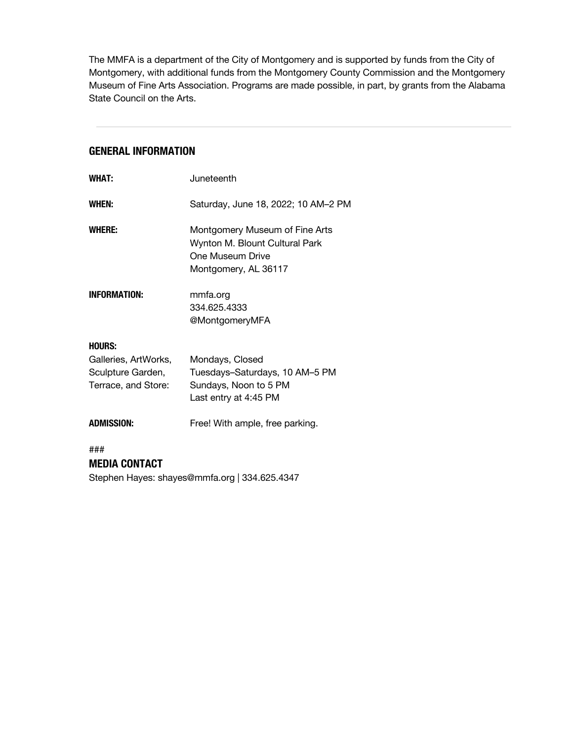The MMFA is a department of the City of Montgomery and is supported by funds from the City of Montgomery, with additional funds from the Montgomery County Commission and the Montgomery Museum of Fine Arts Association. Programs are made possible, in part, by grants from the Alabama State Council on the Arts.

---

## GENERAL INFORMATION

**WHAT:** Juneteenth

**WHEN:** Saturday, June 18, 2022; 10 AM–2 PM

**WHERE:** Montgomery Museum of Fine Arts
Wynton M. Blount Cultural Park
One Museum Drive
Montgomery, AL 36117

**INFORMATION:** mmfa.org
334.625.4333
@MontgomeryMFA

**HOURS:**
Galleries, ArtWorks, Sculpture Garden, Terrace, and Store:
Mondays, Closed
Tuesdays–Saturdays, 10 AM–5 PM
Sundays, Noon to 5 PM
Last entry at 4:45 PM

**ADMISSION:** Free! With ample, free parking.

###

**MEDIA CONTACT**

Stephen Hayes: shayes@mmfa.org | 334.625.4347